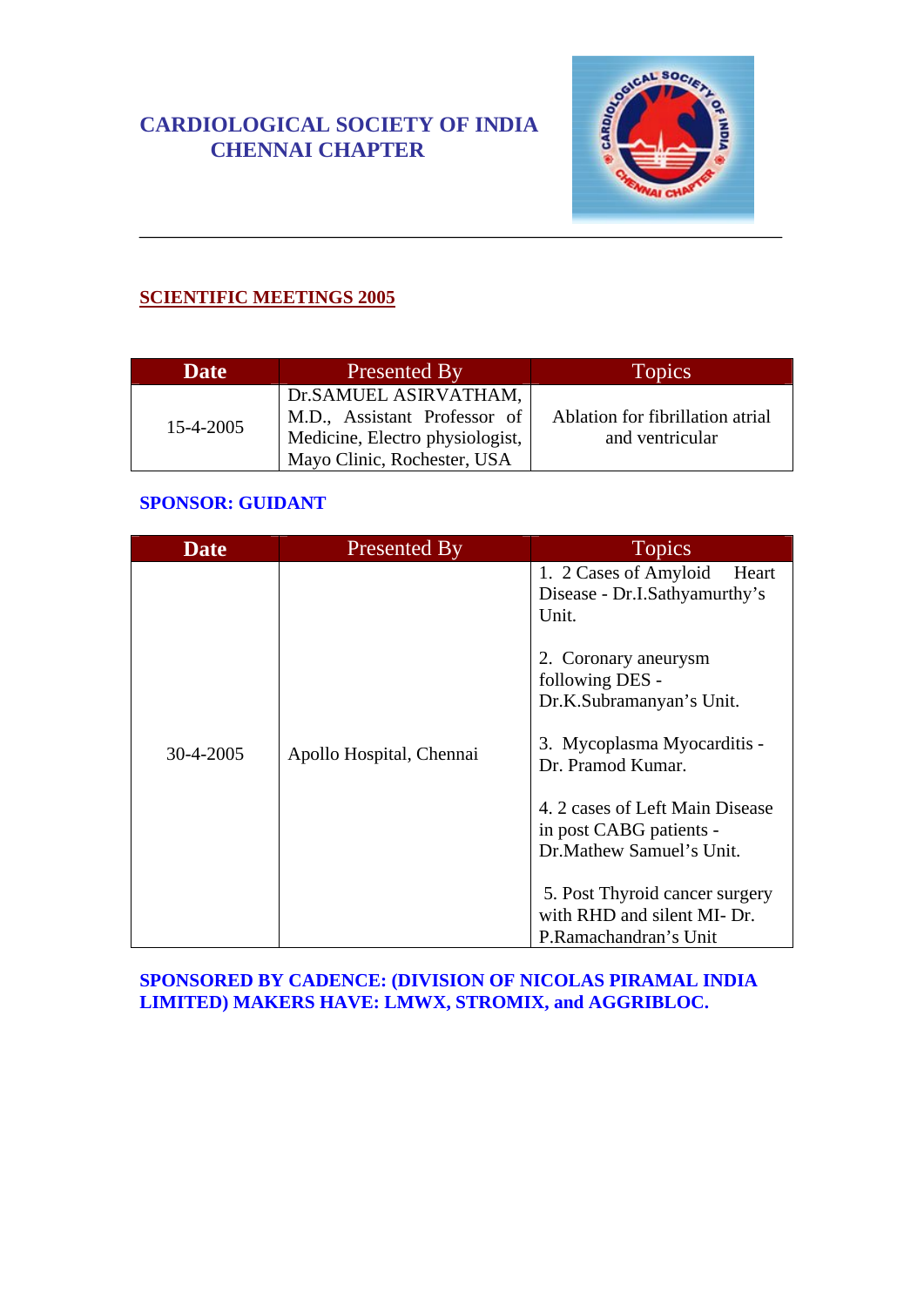# CARDIOLOGICAL SOCIETY OF INDIA
# CHENNAI CHAPTER

## SCIENTIFIC MEETINGS 2005

| Date | Presented By | Topics |
|---|---|---|
| 15-4-2005 | Dr.SAMUEL ASIRVATHAM, M.D., Assistant Professor of Medicine, Electro physiologist, Mayo Clinic, Rochester, USA | Ablation for fibrillation atrial and ventricular |

**SPONSOR: GUIDANT**

| Date | Presented By | Topics |
|---|---|---|
| 30-4-2005 | Apollo Hospital, Chennai | 1. 2 Cases of Amyloid Heart Disease - Dr.I.Sathyamurthy's Unit.<br><br>2. Coronary aneurysm following DES - Dr.K.Subramanyan's Unit.<br><br>3. Mycoplasma Myocarditis - Dr. Pramod Kumar.<br><br>4. 2 cases of Left Main Disease in post CABG patients - Dr.Mathew Samuel's Unit.<br><br>5. Post Thyroid cancer surgery with RHD and silent MI- Dr. P.Ramachandran's Unit |

**SPONSORED BY CADENCE: (DIVISION OF NICOLAS PIRAMAL INDIA LIMITED) MAKERS HAVE: LMWX, STROMIX, and AGGRIBLOC.**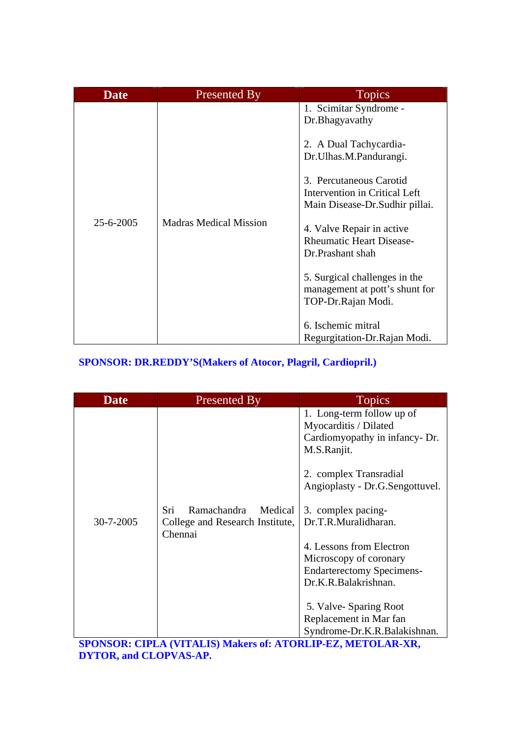| Date | Presented By | Topics |
|---|---|---|
| 25-6-2005 | Madras Medical Mission | 1. Scimitar Syndrome - Dr.Bhagyavathy<br><br>2. A Dual Tachycardia- Dr.Ulhas.M.Pandurangi.<br><br>3. Percutaneous Carotid Intervention in Critical Left Main Disease-Dr.Sudhir pillai.<br><br>4. Valve Repair in active Rheumatic Heart Disease- Dr.Prashant shah<br><br>5. Surgical challenges in the management at pott's shunt for TOP-Dr.Rajan Modi.<br><br>6. Ischemic mitral Regurgitation-Dr.Rajan Modi. |

**SPONSOR: DR.REDDY'S(Makers of Atocor, Plagril, Cardiopril.)**

| Date | Presented By | Topics |
|---|---|---|
| 30-7-2005 | Sri Ramachandra Medical College and Research Institute, Chennai | 1. Long-term follow up of Myocarditis / Dilated Cardiomyopathy in infancy- Dr. M.S.Ranjit.<br><br>2. complex Transradial Angioplasty - Dr.G.Sengottuvel.<br><br>3. complex pacing- Dr.T.R.Muralidharan.<br><br>4. Lessons from Electron Microscopy of coronary Endarterectomy Specimens- Dr.K.R.Balakrishnan.<br><br>5. Valve- Sparing Root Replacement in Mar fan Syndrome-Dr.K.R.Balakishnan. |

**SPONSOR: CIPLA (VITALIS) Makers of: ATORLIP-EZ, METOLAR-XR, DYTOR, and CLOPVAS-AP.**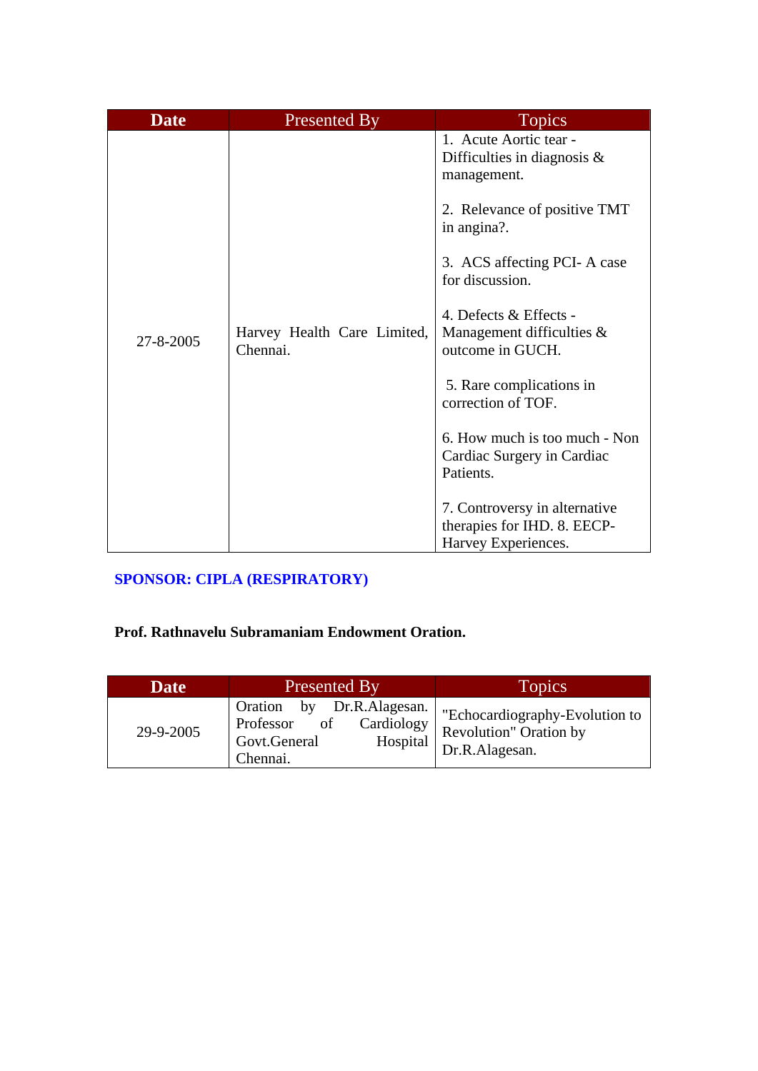| Date | Presented By | Topics |
|---|---|---|
| 27-8-2005 | Harvey Health Care Limited, Chennai. | 1. Acute Aortic tear - Difficulties in diagnosis & management.<br><br>2. Relevance of positive TMT in angina?.<br><br>3. ACS affecting PCI- A case for discussion.<br><br>4. Defects & Effects - Management difficulties & outcome in GUCH.<br><br>5. Rare complications in correction of TOF.<br><br>6. How much is too much - Non Cardiac Surgery in Cardiac Patients.<br><br>7. Controversy in alternative therapies for IHD. 8. EECP- Harvey Experiences. |

**SPONSOR: CIPLA (RESPIRATORY)**

**Prof. Rathnavelu Subramaniam Endowment Oration.**

| Date | Presented By | Topics |
|---|---|---|
| 29-9-2005 | Oration by Dr.R.Alagesan. Professor of Cardiology Govt.General Hospital Chennai. | "Echocardiography-Evolution to Revolution" Oration by Dr.R.Alagesan. |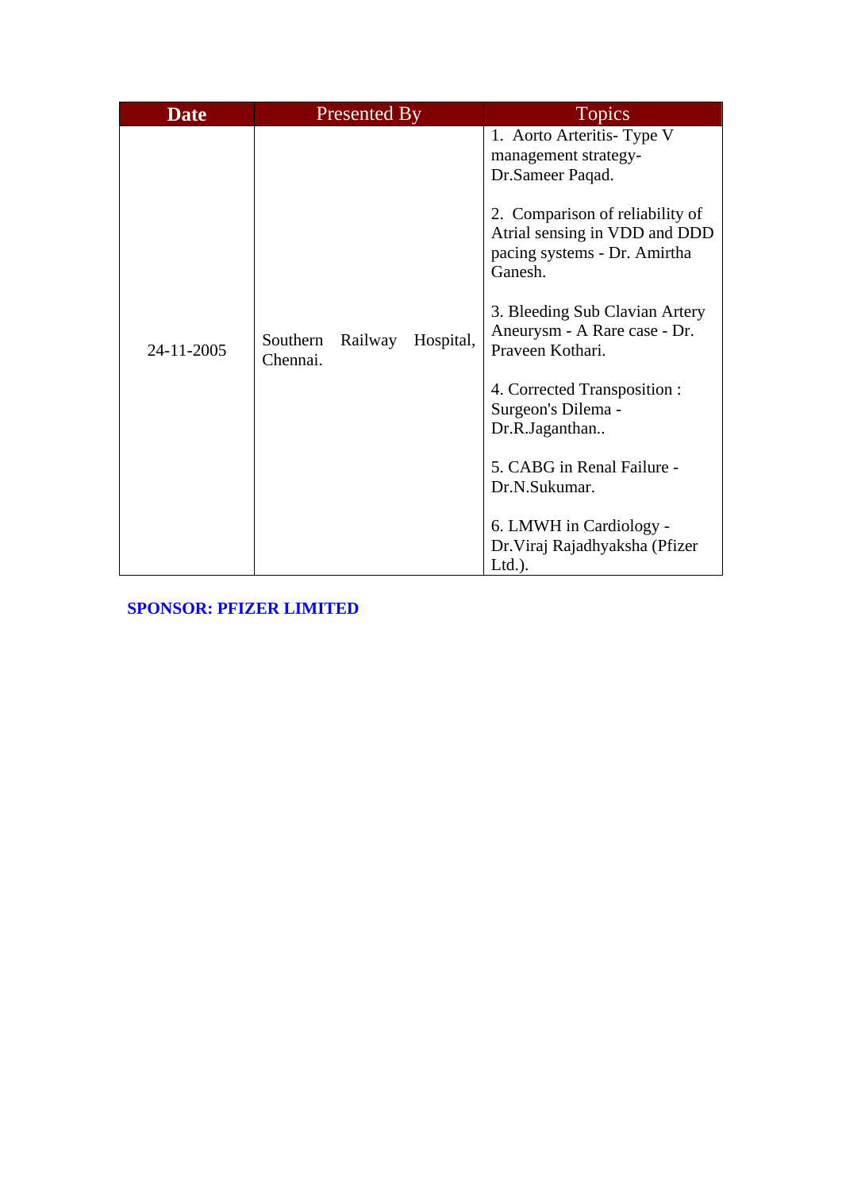| Date | Presented By | Topics |
| --- | --- | --- |
| 24-11-2005 | Southern Railway Hospital, Chennai. | 1. Aorto Arteritis- Type V management strategy- Dr.Sameer Paqad.<br><br>2. Comparison of reliability of Atrial sensing in VDD and DDD pacing systems - Dr. Amirtha Ganesh.<br><br>3. Bleeding Sub Clavian Artery Aneurysm - A Rare case - Dr. Praveen Kothari.<br><br>4. Corrected Transposition : Surgeon's Dilema - Dr.R.Jaganthan..<br><br>5. CABG in Renal Failure - Dr.N.Sukumar.<br><br>6. LMWH in Cardiology - Dr.Viraj Rajadhyaksha (Pfizer Ltd.). |

**SPONSOR: PFIZER LIMITED**